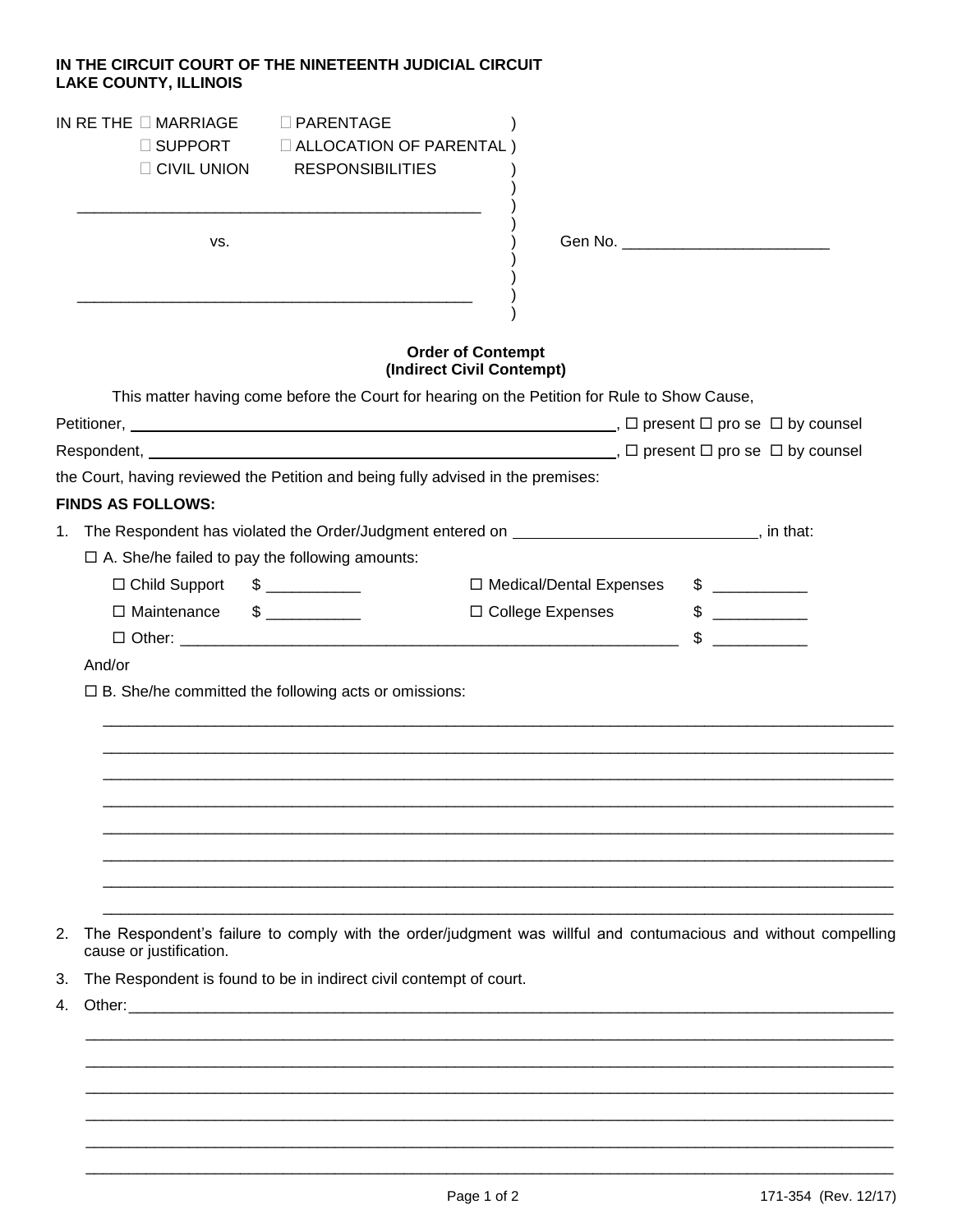**IN THE CIRCUIT COURT OF THE NINETEENTH JUDICIAL CIRCUIT**
**LAKE COUNTY, ILLINOIS**

IN RE THE ☐ MARRIAGE ☐ PARENTAGE
☐ SUPPORT ☐ ALLOCATION OF PARENTAL RESPONSIBILITIES
☐ CIVIL UNION

______________________________________________

vs. Gen No. ________________________

______________________________________________

**Order of Contempt**
**(Indirect Civil Contempt)**

This matter having come before the Court for hearing on the Petition for Rule to Show Cause,

Petitioner, ______________________________________________, ☐ present ☐ pro se ☐ by counsel

Respondent, ______________________________________________, ☐ present ☐ pro se ☐ by counsel

the Court, having reviewed the Petition and being fully advised in the premises:

**FINDS AS FOLLOWS:**

1. The Respondent has violated the Order/Judgment entered on ____________________________, in that:

   ☐ A. She/he failed to pay the following amounts:

   ☐ Child Support $ ___________ ☐ Medical/Dental Expenses $ ___________

   ☐ Maintenance $ ___________ ☐ College Expenses $ ___________

   ☐ Other: ____________________________________________________________ $ ___________

   And/or

   ☐ B. She/he committed the following acts or omissions:

   ________________________________________________________________________________________________
   ________________________________________________________________________________________________
   ________________________________________________________________________________________________
   ________________________________________________________________________________________________
   ________________________________________________________________________________________________
   ________________________________________________________________________________________________
   ________________________________________________________________________________________________
   ________________________________________________________________________________________________

2. The Respondent's failure to comply with the order/judgment was willful and contumacious and without compelling cause or justification.

3. The Respondent is found to be in indirect civil contempt of court.

4. Other: _________________________________________________________________________________________
   ________________________________________________________________________________________________
   ________________________________________________________________________________________________
   ________________________________________________________________________________________________
   ________________________________________________________________________________________________
   ________________________________________________________________________________________________
   ________________________________________________________________________________________________

171-354 (Rev. 12/17)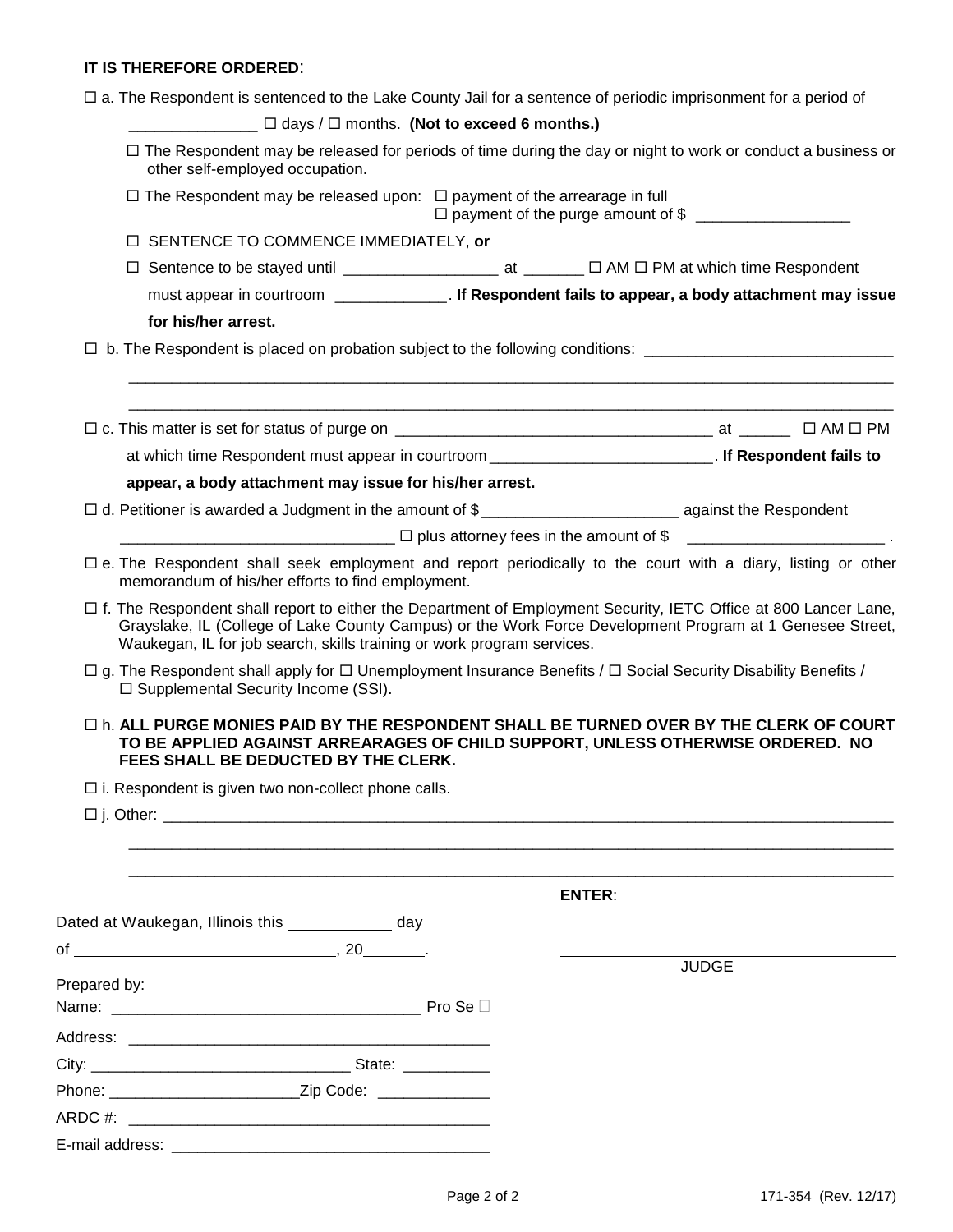**IT IS THEREFORE ORDERED**:

☐ a. The Respondent is sentenced to the Lake County Jail for a sentence of periodic imprisonment for a period of _______________ ☐ days / ☐ months. **(Not to exceed 6 months.)**

☐ The Respondent may be released for periods of time during the day or night to work or conduct a business or other self-employed occupation.

☐ The Respondent may be released upon: ☐ payment of the arrearage in full
☐ payment of the purge amount of $ __________________

☐ SENTENCE TO COMMENCE IMMEDIATELY, **or**

☐ Sentence to be stayed until __________________ at _______ ☐ AM ☐ PM at which time Respondent must appear in courtroom _____________. **If Respondent fails to appear, a body attachment may issue for his/her arrest.**

☐ b. The Respondent is placed on probation subject to the following conditions: ____________________________
_____________________________________________________________________________________________
_____________________________________________________________________________________________

☐ c. This matter is set for status of purge on _____________________________________ at ______ ☐ AM ☐ PM at which time Respondent must appear in courtroom __________________________. **If Respondent fails to appear, a body attachment may issue for his/her arrest.**

☐ d. Petitioner is awarded a Judgment in the amount of $_______________________ against the Respondent ________________________________ ☐ plus attorney fees in the amount of $ _______________________ .

☐ e. The Respondent shall seek employment and report periodically to the court with a diary, listing or other memorandum of his/her efforts to find employment.

☐ f. The Respondent shall report to either the Department of Employment Security, IETC Office at 800 Lancer Lane, Grayslake, IL (College of Lake County Campus) or the Work Force Development Program at 1 Genesee Street, Waukegan, IL for job search, skills training or work program services.

☐ g. The Respondent shall apply for ☐ Unemployment Insurance Benefits / ☐ Social Security Disability Benefits / ☐ Supplemental Security Income (SSI).

☐ h. **ALL PURGE MONIES PAID BY THE RESPONDENT SHALL BE TURNED OVER BY THE CLERK OF COURT TO BE APPLIED AGAINST ARREARAGES OF CHILD SUPPORT, UNLESS OTHERWISE ORDERED. NO FEES SHALL BE DEDUCTED BY THE CLERK.**

☐ i. Respondent is given two non-collect phone calls.

☐ j. Other: ______________________________________________________________________________________
_____________________________________________________________________________________________
_____________________________________________________________________________________________

**ENTER**:

Dated at Waukegan, Illinois this ____________ day of ______________________________, 20_______.

_______________________________________
JUDGE

Prepared by:
Name: ____________________________________ Pro Se ☐
Address: __________________________________________
City: ______________________________ State: __________
Phone: ______________________Zip Code: _____________
ARDC #: __________________________________________
E-mail address: _____________________________________

171-354 (Rev. 12/17)